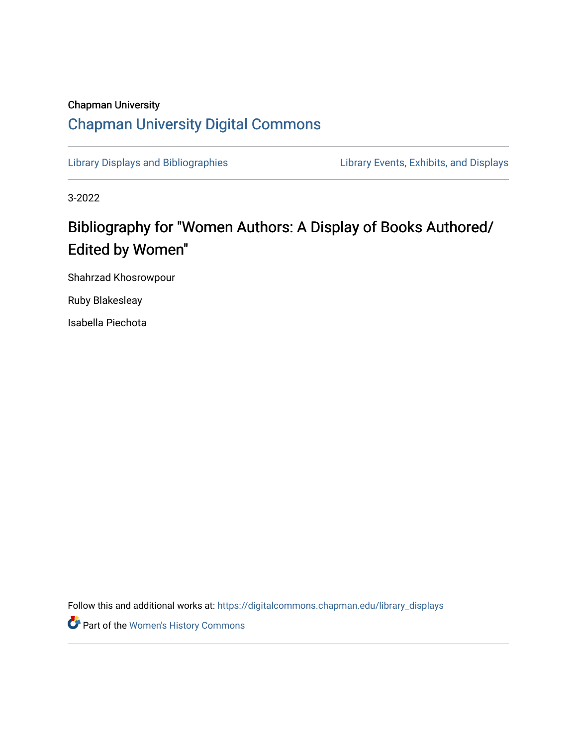Chapman University

[Chapman University Digital Commons](https://digitalcommons.chapman.edu/)

Library Displays and Bibliographies | Library Events, Exhibits, and Displays

3-2022

# Bibliography for "Women Authors: A Display of Books Authored/Edited by Women"

Shahrzad Khosrowpour

Ruby Blakesleay

Isabella Piechota

Follow this and additional works at: https://digitalcommons.chapman.edu/library_displays

Part of the Women's History Commons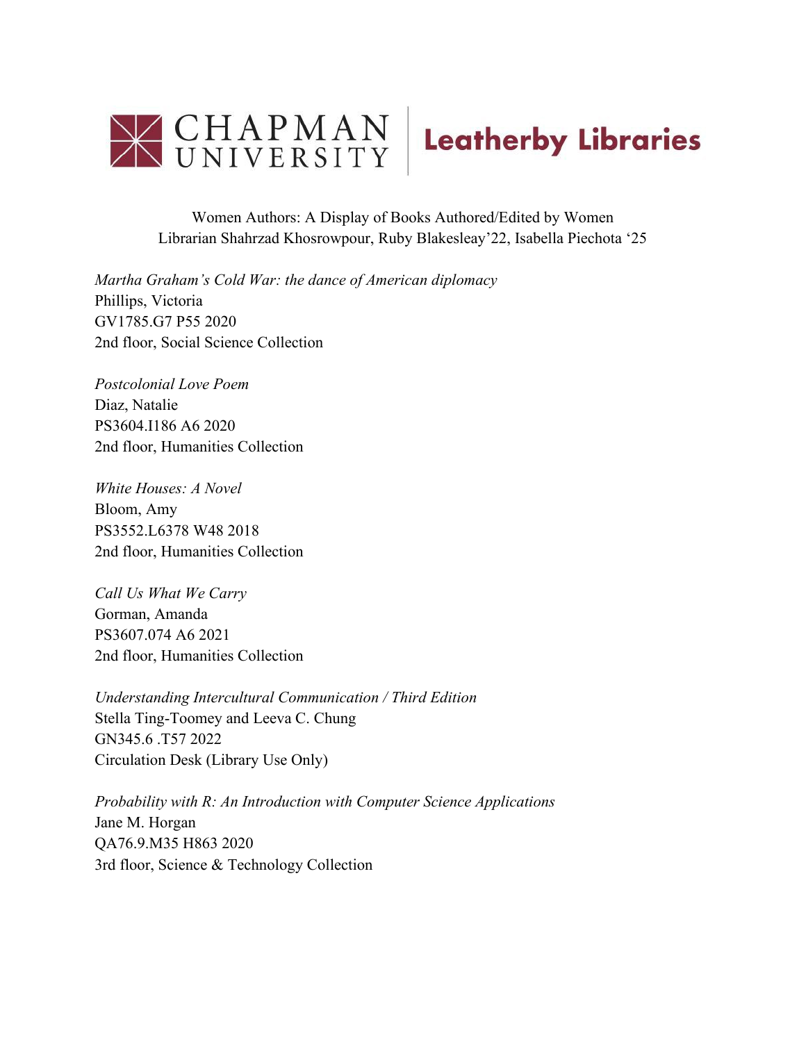CHAPMAN UNIVERSITY | Leatherby Libraries

Women Authors: A Display of Books Authored/Edited by Women
Librarian Shahrzad Khosrowpour, Ruby Blakesleay'22, Isabella Piechota '25

*Martha Graham's Cold War: the dance of American diplomacy*
Phillips, Victoria
GV1785.G7 P55 2020
2nd floor, Social Science Collection

*Postcolonial Love Poem*
Diaz, Natalie
PS3604.I186 A6 2020
2nd floor, Humanities Collection

*White Houses: A Novel*
Bloom, Amy
PS3552.L6378 W48 2018
2nd floor, Humanities Collection

*Call Us What We Carry*
Gorman, Amanda
PS3607.074 A6 2021
2nd floor, Humanities Collection

*Understanding Intercultural Communication / Third Edition*
Stella Ting-Toomey and Leeva C. Chung
GN345.6 .T57 2022
Circulation Desk (Library Use Only)

*Probability with R: An Introduction with Computer Science Applications*
Jane M. Horgan
QA76.9.M35 H863 2020
3rd floor, Science & Technology Collection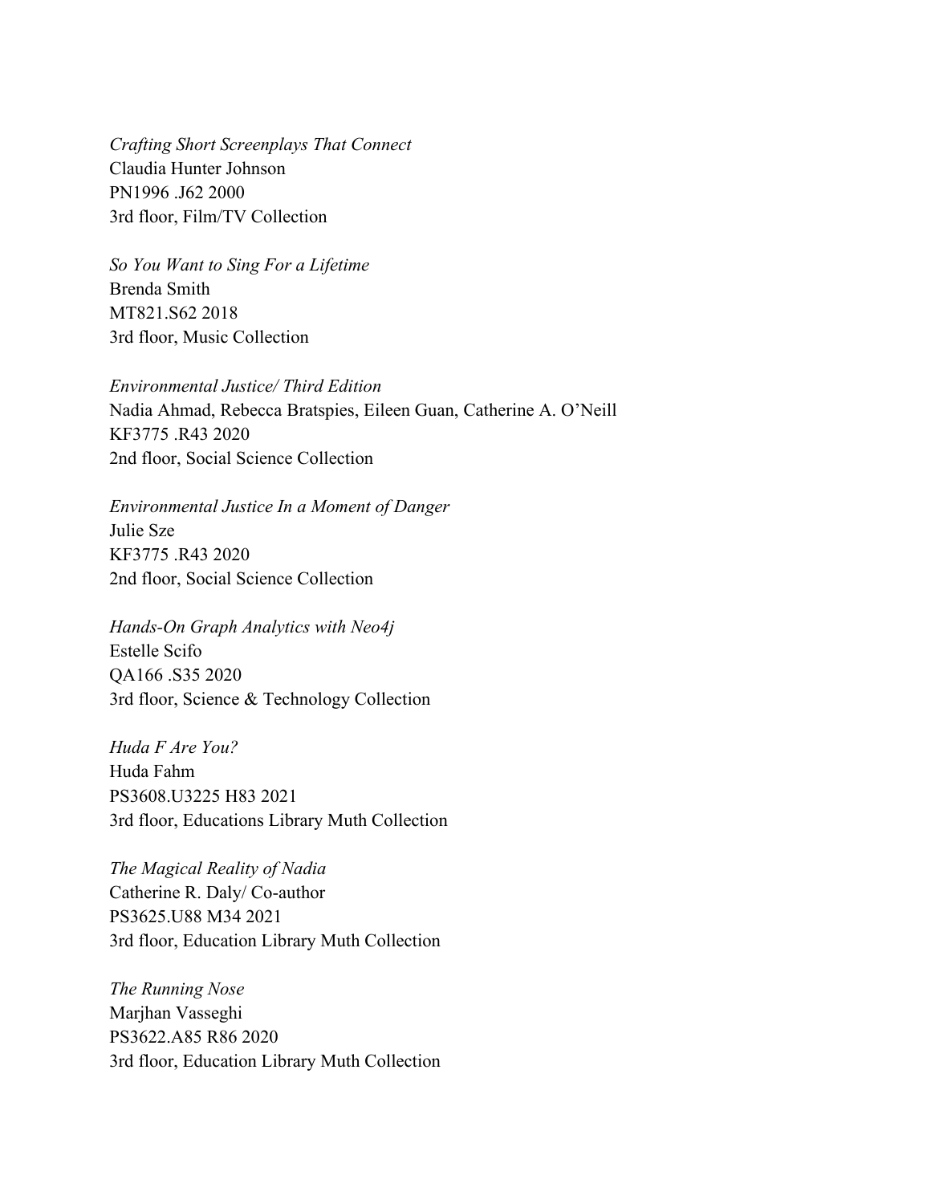*Crafting Short Screenplays That Connect*
Claudia Hunter Johnson
PN1996 .J62 2000
3rd floor, Film/TV Collection

*So You Want to Sing For a Lifetime*
Brenda Smith
MT821.S62 2018
3rd floor, Music Collection

*Environmental Justice/ Third Edition*
Nadia Ahmad, Rebecca Bratspies, Eileen Guan, Catherine A. O'Neill
KF3775 .R43 2020
2nd floor, Social Science Collection

*Environmental Justice In a Moment of Danger*
Julie Sze
KF3775 .R43 2020
2nd floor, Social Science Collection

*Hands-On Graph Analytics with Neo4j*
Estelle Scifo
QA166 .S35 2020
3rd floor, Science & Technology Collection

*Huda F Are You?*
Huda Fahm
PS3608.U3225 H83 2021
3rd floor, Educations Library Muth Collection

*The Magical Reality of Nadia*
Catherine R. Daly/ Co-author
PS3625.U88 M34 2021
3rd floor, Education Library Muth Collection

*The Running Nose*
Marjhan Vasseghi
PS3622.A85 R86 2020
3rd floor, Education Library Muth Collection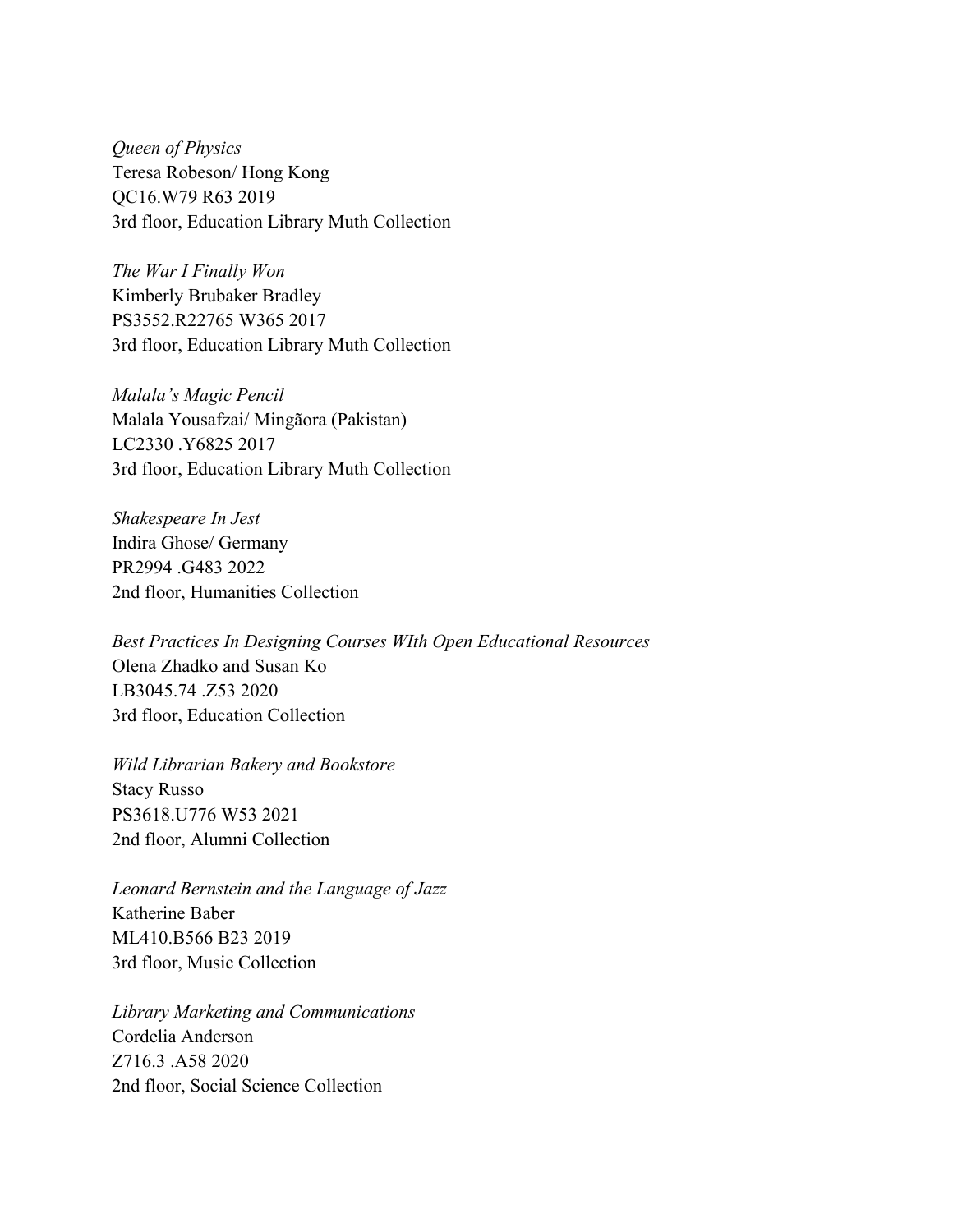*Queen of Physics*
Teresa Robeson/ Hong Kong
QC16.W79 R63 2019
3rd floor, Education Library Muth Collection

*The War I Finally Won*
Kimberly Brubaker Bradley
PS3552.R22765 W365 2017
3rd floor, Education Library Muth Collection

*Malala's Magic Pencil*
Malala Yousafzai/ Mingãora (Pakistan)
LC2330 .Y6825 2017
3rd floor, Education Library Muth Collection

*Shakespeare In Jest*
Indira Ghose/ Germany
PR2994 .G483 2022
2nd floor, Humanities Collection

*Best Practices In Designing Courses WIth Open Educational Resources*
Olena Zhadko and Susan Ko
LB3045.74 .Z53 2020
3rd floor, Education Collection

*Wild Librarian Bakery and Bookstore*
Stacy Russo
PS3618.U776 W53 2021
2nd floor, Alumni Collection

*Leonard Bernstein and the Language of Jazz*
Katherine Baber
ML410.B566 B23 2019
3rd floor, Music Collection

*Library Marketing and Communications*
Cordelia Anderson
Z716.3 .A58 2020
2nd floor, Social Science Collection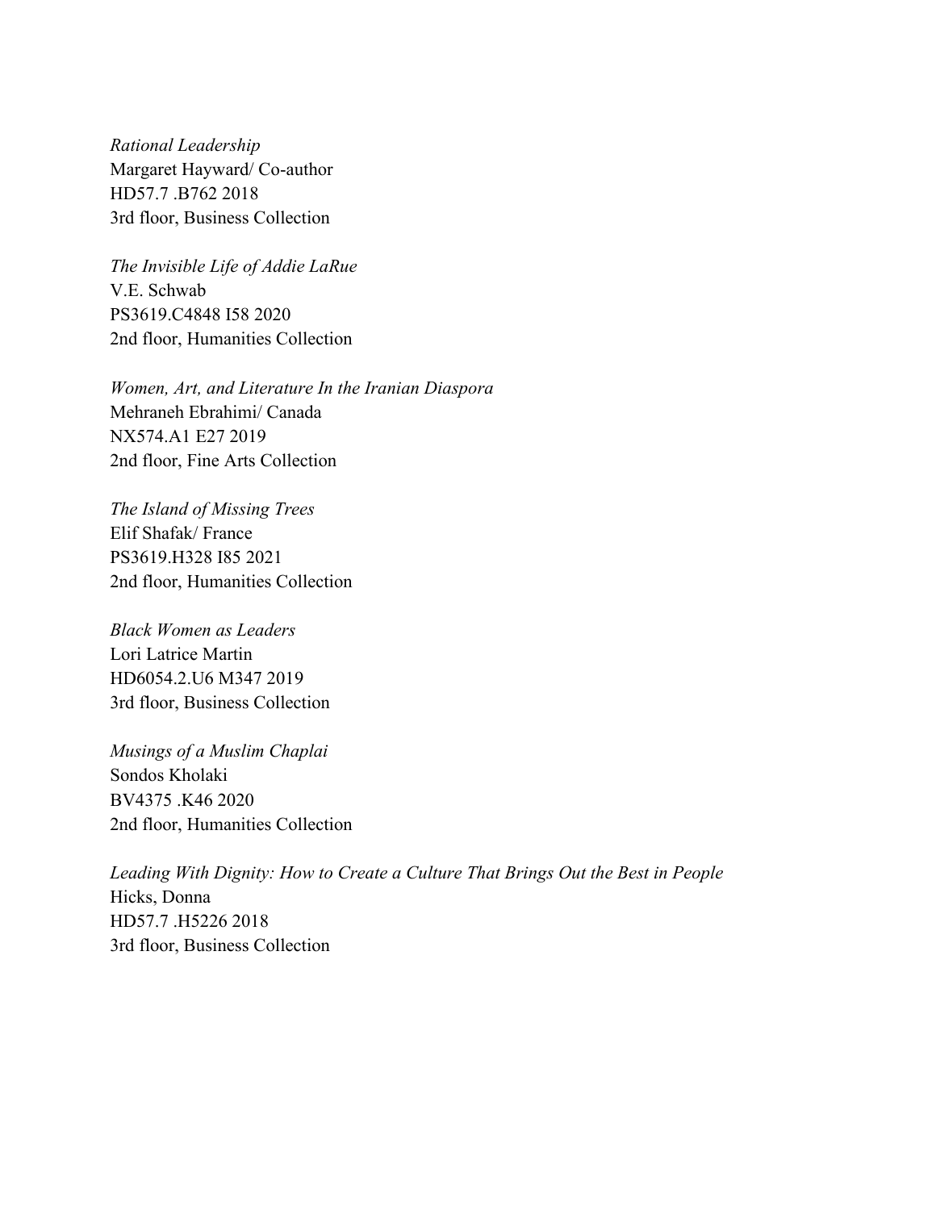*Rational Leadership*
Margaret Hayward/ Co-author
HD57.7 .B762 2018
3rd floor, Business Collection

*The Invisible Life of Addie LaRue*
V.E. Schwab
PS3619.C4848 I58 2020
2nd floor, Humanities Collection

*Women, Art, and Literature In the Iranian Diaspora*
Mehraneh Ebrahimi/ Canada
NX574.A1 E27 2019
2nd floor, Fine Arts Collection

*The Island of Missing Trees*
Elif Shafak/ France
PS3619.H328 I85 2021
2nd floor, Humanities Collection

*Black Women as Leaders*
Lori Latrice Martin
HD6054.2.U6 M347 2019
3rd floor, Business Collection

*Musings of a Muslim Chaplai*
Sondos Kholaki
BV4375 .K46 2020
2nd floor, Humanities Collection

*Leading With Dignity: How to Create a Culture That Brings Out the Best in People*
Hicks, Donna
HD57.7 .H5226 2018
3rd floor, Business Collection